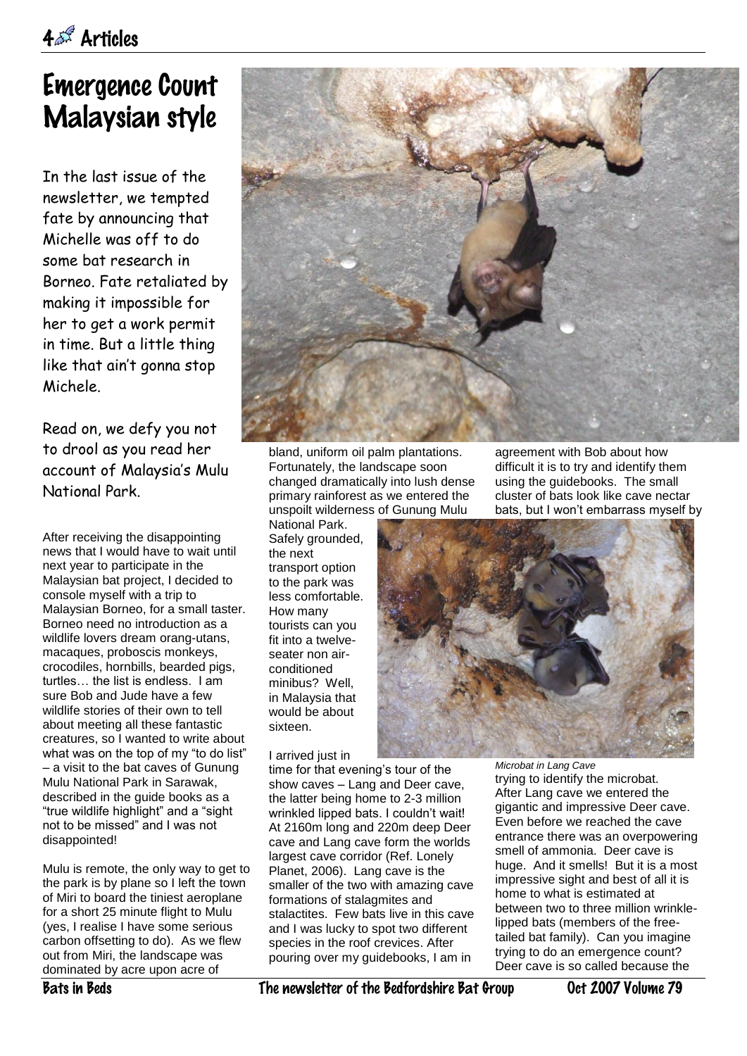# Emergence Count Malaysian style

In the last issue of the newsletter, we tempted fate by announcing that Michelle was off to do some bat research in Borneo. Fate retaliated by making it impossible for her to get a work permit in time. But a little thing like that ain't gonna stop Michele.

Read on, we defy you not to drool as you read her account of Malaysia's Mulu National Park.

After receiving the disappointing news that I would have to wait until next year to participate in the Malaysian bat project, I decided to console myself with a trip to Malaysian Borneo, for a small taster. Borneo need no introduction as a wildlife lovers dream orang-utans, macaques, proboscis monkeys, crocodiles, hornbills, bearded pigs, turtles… the list is endless. I am sure Bob and Jude have a few wildlife stories of their own to tell about meeting all these fantastic creatures, so I wanted to write about what was on the top of my "to do list" – a visit to the bat caves of Gunung Mulu National Park in Sarawak, described in the guide books as a "true wildlife highlight" and a "sight not to be missed" and I was not disappointed!

Mulu is remote, the only way to get to the park is by plane so I left the town of Miri to board the tiniest aeroplane for a short 25 minute flight to Mulu (yes, I realise I have some serious carbon offsetting to do). As we flew out from Miri, the landscape was dominated by acre upon acre of bland, uniform oil palm plantations. Fortunately, the landscape soon changed dramatically into lush dense primary rainforest as we entered the unspoilt wilderness of Gunung Mulu National Park. Safely grounded, the next transport option to the park was less comfortable. How many tourists can you fit into a twelve-seater non air-conditioned minibus? Well, in Malaysia that would be about sixteen.

I arrived just in time for that evening's tour of the show caves – Lang and Deer cave, the latter being home to 2-3 million wrinkled lipped bats. I couldn't wait! At 2160m long and 220m deep Deer cave and Lang cave form the worlds largest cave corridor (Ref. Lonely Planet, 2006). Lang cave is the smaller of the two with amazing cave formations of stalagmites and stalactites. Few bats live in this cave and I was lucky to spot two different species in the roof crevices. After pouring over my guidebooks, I am in agreement with Bob about how difficult it is to try and identify them using the guidebooks. The small cluster of bats look like cave nectar bats, but I won't embarrass myself by trying to identify the microbat.

*Microbat in Lang Cave*

After Lang cave we entered the gigantic and impressive Deer cave. Even before we reached the cave entrance there was an overpowering smell of ammonia. Deer cave is huge. And it smells! But it is a most impressive sight and best of all it is home to what is estimated at between two to three million wrinkle-lipped bats (members of the free-tailed bat family). Can you imagine trying to do an emergence count? Deer cave is so called because the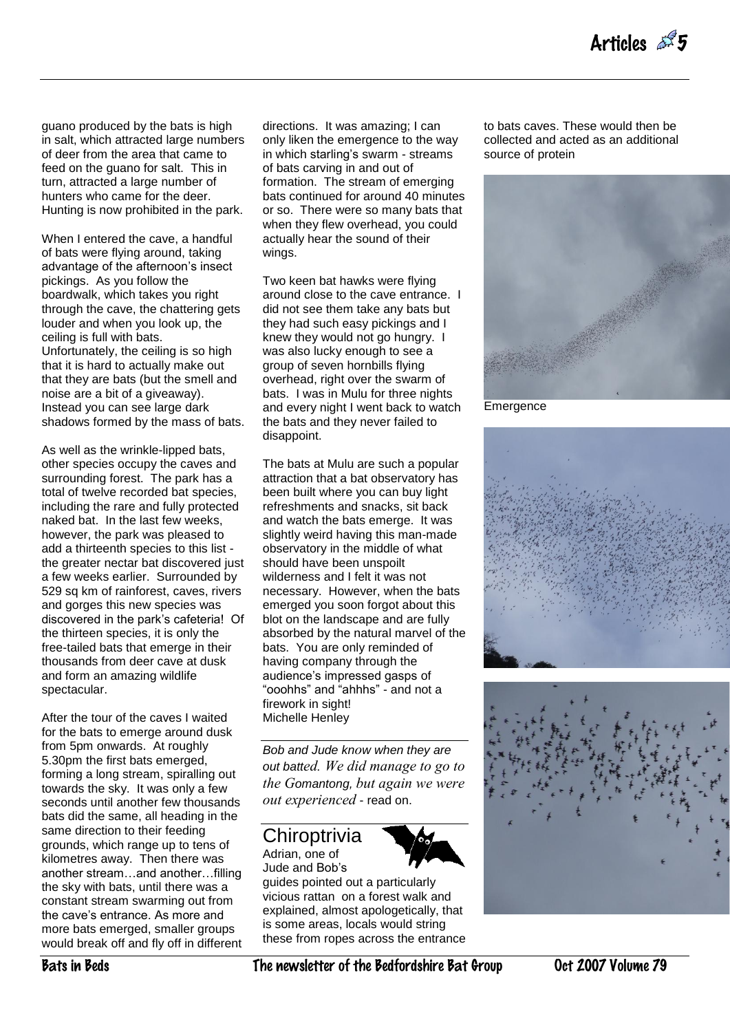guano produced by the bats is high in salt, which attracted large numbers of deer from the area that came to feed on the guano for salt. This in turn, attracted a large number of hunters who came for the deer. Hunting is now prohibited in the park.

When I entered the cave, a handful of bats were flying around, taking advantage of the afternoon's insect pickings. As you follow the boardwalk, which takes you right through the cave, the chattering gets louder and when you look up, the ceiling is full with bats. Unfortunately, the ceiling is so high that it is hard to actually make out that they are bats (but the smell and noise are a bit of a giveaway). Instead you can see large dark shadows formed by the mass of bats.

As well as the wrinkle-lipped bats, other species occupy the caves and surrounding forest. The park has a total of twelve recorded bat species, including the rare and fully protected naked bat. In the last few weeks, however, the park was pleased to add a thirteenth species to this list - the greater nectar bat discovered just a few weeks earlier. Surrounded by 529 sq km of rainforest, caves, rivers and gorges this new species was discovered in the park's cafeteria! Of the thirteen species, it is only the free-tailed bats that emerge in their thousands from deer cave at dusk and form an amazing wildlife spectacular.

After the tour of the caves I waited for the bats to emerge around dusk from 5pm onwards. At roughly 5.30pm the first bats emerged, forming a long stream, spiralling out towards the sky. It was only a few seconds until another few thousands bats did the same, all heading in the same direction to their feeding grounds, which range up to tens of kilometres away. Then there was another stream…and another…filling the sky with bats, until there was a constant stream swarming out from the cave's entrance. As more and more bats emerged, smaller groups would break off and fly off in different directions. It was amazing; I can only liken the emergence to the way in which starling's swarm - streams of bats carving in and out of formation. The stream of emerging bats continued for around 40 minutes or so. There were so many bats that when they flew overhead, you could actually hear the sound of their wings.

Two keen bat hawks were flying around close to the cave entrance. I did not see them take any bats but they had such easy pickings and I knew they would not go hungry. I was also lucky enough to see a group of seven hornbills flying overhead, right over the swarm of bats. I was in Mulu for three nights and every night I went back to watch the bats and they never failed to disappoint.

The bats at Mulu are such a popular attraction that a bat observatory has been built where you can buy light refreshments and snacks, sit back and watch the bats emerge. It was slightly weird having this man-made observatory in the middle of what should have been unspoilt wilderness and I felt it was not necessary. However, when the bats emerged you soon forgot about this blot on the landscape and are fully absorbed by the natural marvel of the bats. You are only reminded of having company through the audience's impressed gasps of "ooohhs" and "ahhhs" - and not a firework in sight!
Michelle Henley

*Bob and Jude know when they are out batted. We did manage to go to the Gomantong, but again we were out experienced* - read on.

## Chiroptrivia

Adrian, one of Jude and Bob's guides pointed out a particularly vicious rattan on a forest walk and explained, almost apologetically, that is some areas, locals would string these from ropes across the entrance to bats caves. These would then be collected and acted as an additional source of protein

Emergence